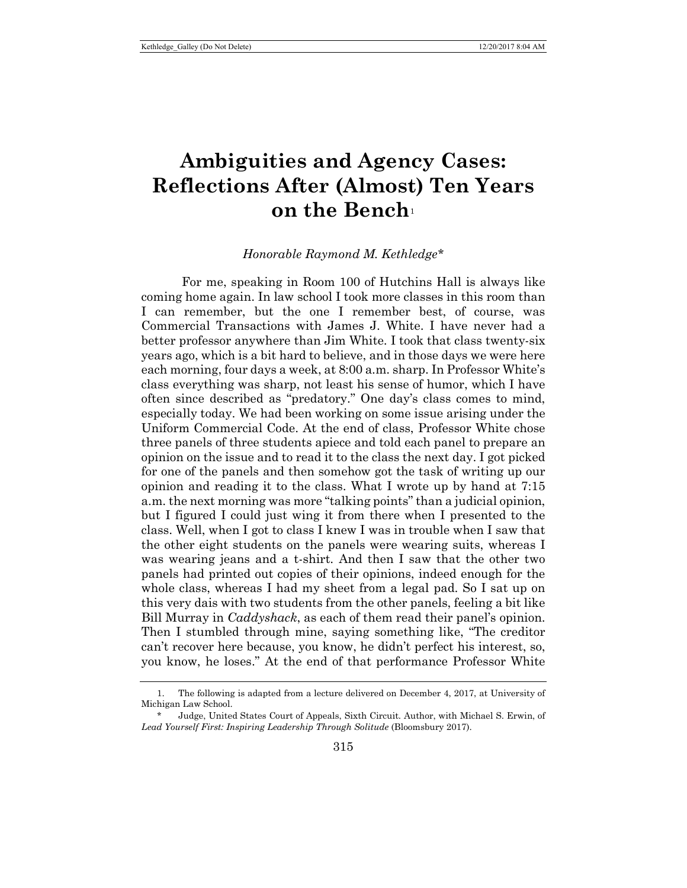# Ambiguities and Agency Cases: Reflections After (Almost) Ten Years on the Bench[1]

*Honorable Raymond M. Kethledge\**

For me, speaking in Room 100 of Hutchins Hall is always like coming home again. In law school I took more classes in this room than I can remember, but the one I remember best, of course, was Commercial Transactions with James J. White. I have never had a better professor anywhere than Jim White. I took that class twenty-six years ago, which is a bit hard to believe, and in those days we were here each morning, four days a week, at 8:00 a.m. sharp. In Professor White's class everything was sharp, not least his sense of humor, which I have often since described as "predatory." One day's class comes to mind, especially today. We had been working on some issue arising under the Uniform Commercial Code. At the end of class, Professor White chose three panels of three students apiece and told each panel to prepare an opinion on the issue and to read it to the class the next day. I got picked for one of the panels and then somehow got the task of writing up our opinion and reading it to the class. What I wrote up by hand at 7:15 a.m. the next morning was more "talking points" than a judicial opinion, but I figured I could just wing it from there when I presented to the class. Well, when I got to class I knew I was in trouble when I saw that the other eight students on the panels were wearing suits, whereas I was wearing jeans and a t-shirt. And then I saw that the other two panels had printed out copies of their opinions, indeed enough for the whole class, whereas I had my sheet from a legal pad. So I sat up on this very dais with two students from the other panels, feeling a bit like Bill Murray in *Caddyshack*, as each of them read their panel's opinion. Then I stumbled through mine, saying something like, "The creditor can't recover here because, you know, he didn't perfect his interest, so, you know, he loses." At the end of that performance Professor White

---

1. The following is adapted from a lecture delivered on December 4, 2017, at University of Michigan Law School.

\* Judge, United States Court of Appeals, Sixth Circuit. Author, with Michael S. Erwin, of *Lead Yourself First: Inspiring Leadership Through Solitude* (Bloomsbury 2017).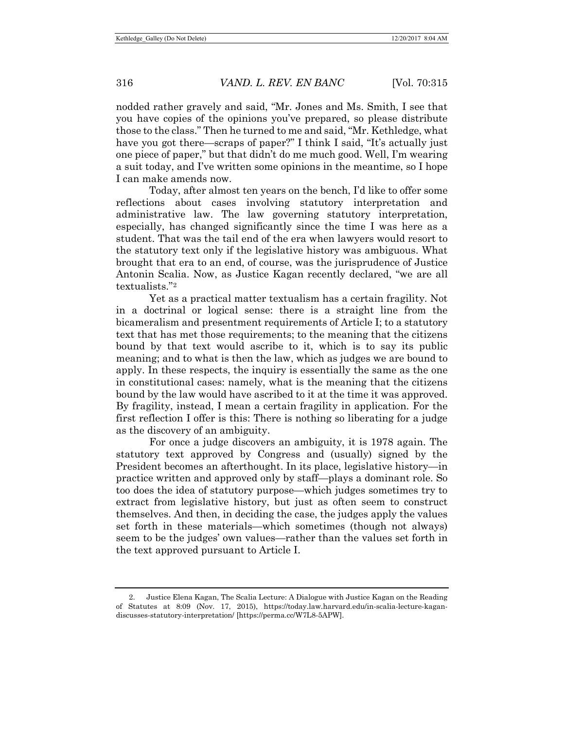nodded rather gravely and said, "Mr. Jones and Ms. Smith, I see that you have copies of the opinions you've prepared, so please distribute those to the class." Then he turned to me and said, "Mr. Kethledge, what have you got there—scraps of paper?" I think I said, "It's actually just one piece of paper," but that didn't do me much good. Well, I'm wearing a suit today, and I've written some opinions in the meantime, so I hope I can make amends now.

Today, after almost ten years on the bench, I'd like to offer some reflections about cases involving statutory interpretation and administrative law. The law governing statutory interpretation, especially, has changed significantly since the time I was here as a student. That was the tail end of the era when lawyers would resort to the statutory text only if the legislative history was ambiguous. What brought that era to an end, of course, was the jurisprudence of Justice Antonin Scalia. Now, as Justice Kagan recently declared, "we are all textualists."[2]

Yet as a practical matter textualism has a certain fragility. Not in a doctrinal or logical sense: there is a straight line from the bicameralism and presentment requirements of Article I; to a statutory text that has met those requirements; to the meaning that the citizens bound by that text would ascribe to it, which is to say its public meaning; and to what is then the law, which as judges we are bound to apply. In these respects, the inquiry is essentially the same as the one in constitutional cases: namely, what is the meaning that the citizens bound by the law would have ascribed to it at the time it was approved. By fragility, instead, I mean a certain fragility in application. For the first reflection I offer is this: There is nothing so liberating for a judge as the discovery of an ambiguity.

For once a judge discovers an ambiguity, it is 1978 again. The statutory text approved by Congress and (usually) signed by the President becomes an afterthought. In its place, legislative history—in practice written and approved only by staff—plays a dominant role. So too does the idea of statutory purpose—which judges sometimes try to extract from legislative history, but just as often seem to construct themselves. And then, in deciding the case, the judges apply the values set forth in these materials—which sometimes (though not always) seem to be the judges' own values—rather than the values set forth in the text approved pursuant to Article I.

---

2. Justice Elena Kagan, The Scalia Lecture: A Dialogue with Justice Kagan on the Reading of Statutes at 8:09 (Nov. 17, 2015), https://today.law.harvard.edu/in-scalia-lecture-kagan-discusses-statutory-interpretation/ [https://perma.cc/W7L8-5APW].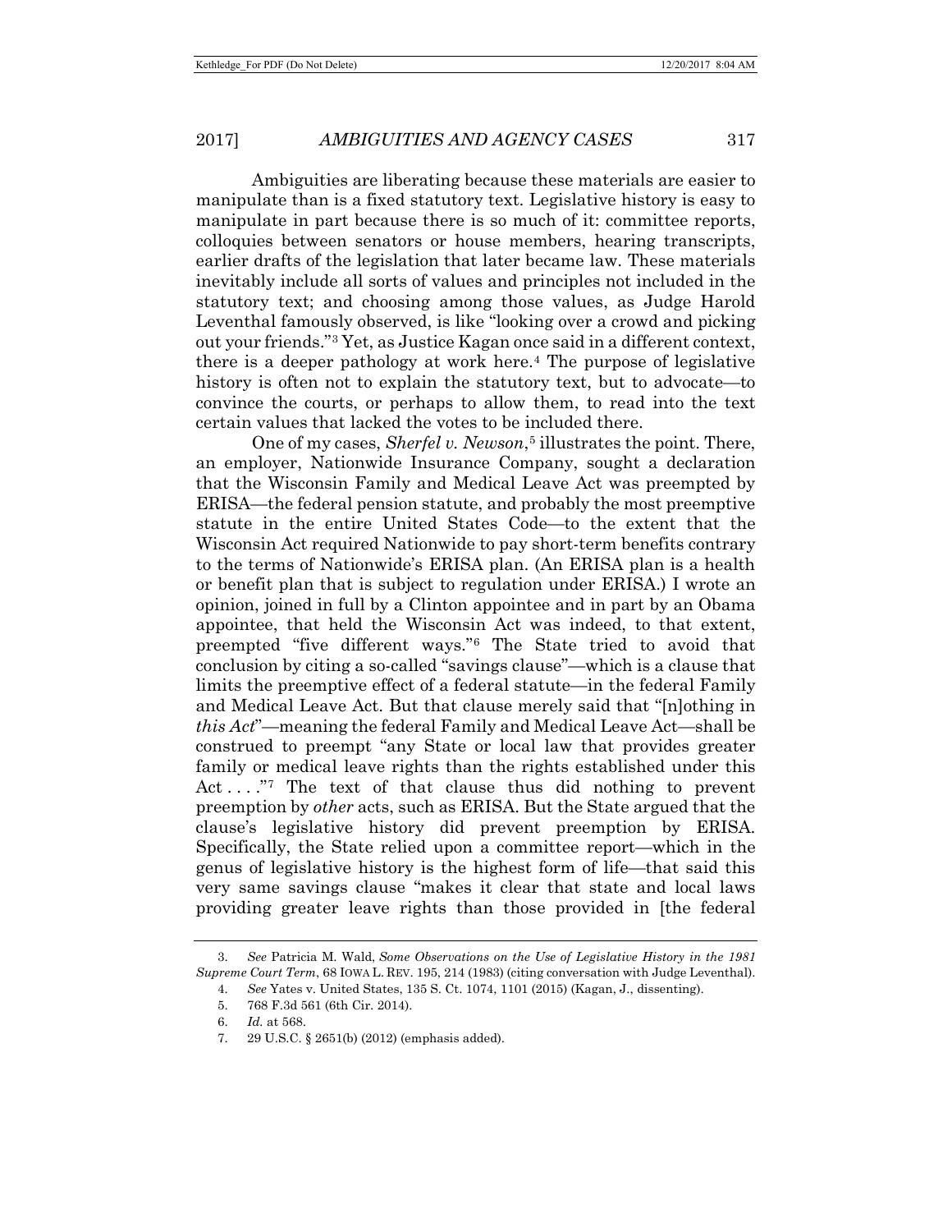Ambiguities are liberating because these materials are easier to manipulate than is a fixed statutory text. Legislative history is easy to manipulate in part because there is so much of it: committee reports, colloquies between senators or house members, hearing transcripts, earlier drafts of the legislation that later became law. These materials inevitably include all sorts of values and principles not included in the statutory text; and choosing among those values, as Judge Harold Leventhal famously observed, is like "looking over a crowd and picking out your friends."[3] Yet, as Justice Kagan once said in a different context, there is a deeper pathology at work here.[4] The purpose of legislative history is often not to explain the statutory text, but to advocate—to convince the courts, or perhaps to allow them, to read into the text certain values that lacked the votes to be included there.

One of my cases, *Sherfel v. Newson*,[5] illustrates the point. There, an employer, Nationwide Insurance Company, sought a declaration that the Wisconsin Family and Medical Leave Act was preempted by ERISA—the federal pension statute, and probably the most preemptive statute in the entire United States Code—to the extent that the Wisconsin Act required Nationwide to pay short-term benefits contrary to the terms of Nationwide's ERISA plan. (An ERISA plan is a health or benefit plan that is subject to regulation under ERISA.) I wrote an opinion, joined in full by a Clinton appointee and in part by an Obama appointee, that held the Wisconsin Act was indeed, to that extent, preempted "five different ways."[6] The State tried to avoid that conclusion by citing a so-called "savings clause"—which is a clause that limits the preemptive effect of a federal statute—in the federal Family and Medical Leave Act. But that clause merely said that "[n]othing in *this Act*"—meaning the federal Family and Medical Leave Act—shall be construed to preempt "any State or local law that provides greater family or medical leave rights than the rights established under this Act . . . ."[7] The text of that clause thus did nothing to prevent preemption by *other* acts, such as ERISA. But the State argued that the clause's legislative history did prevent preemption by ERISA. Specifically, the State relied upon a committee report—which in the genus of legislative history is the highest form of life—that said this very same savings clause "makes it clear that state and local laws providing greater leave rights than those provided in [the federal

---

3. *See* Patricia M. Wald, *Some Observations on the Use of Legislative History in the 1981 Supreme Court Term*, 68 IOWA L. REV. 195, 214 (1983) (citing conversation with Judge Leventhal).
4. *See* Yates v. United States, 135 S. Ct. 1074, 1101 (2015) (Kagan, J., dissenting).
5. 768 F.3d 561 (6th Cir. 2014).
6. *Id.* at 568.
7. 29 U.S.C. § 2651(b) (2012) (emphasis added).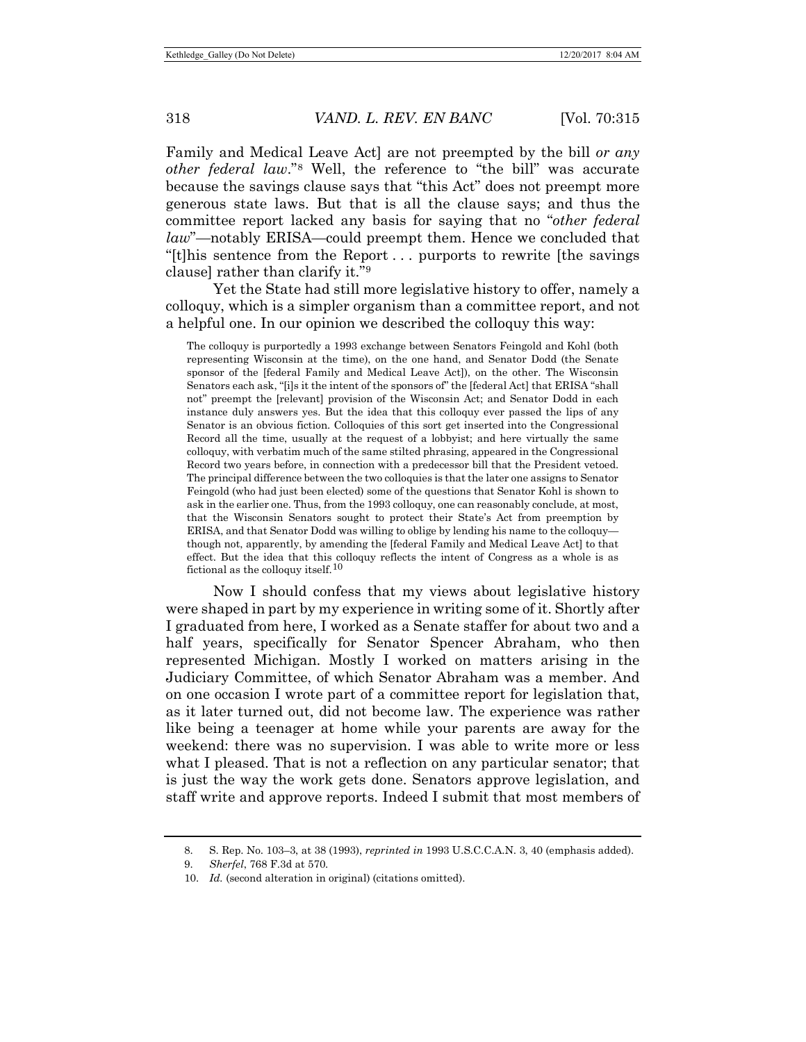Family and Medical Leave Act] are not preempted by the bill *or any other federal law*."[8] Well, the reference to "the bill" was accurate because the savings clause says that "this Act" does not preempt more generous state laws. But that is all the clause says; and thus the committee report lacked any basis for saying that no "*other federal law*"—notably ERISA—could preempt them. Hence we concluded that "[t]his sentence from the Report . . . purports to rewrite [the savings clause] rather than clarify it."[9]

Yet the State had still more legislative history to offer, namely a colloquy, which is a simpler organism than a committee report, and not a helpful one. In our opinion we described the colloquy this way:

> The colloquy is purportedly a 1993 exchange between Senators Feingold and Kohl (both representing Wisconsin at the time), on the one hand, and Senator Dodd (the Senate sponsor of the [federal Family and Medical Leave Act]), on the other. The Wisconsin Senators each ask, "[i]s it the intent of the sponsors of" the [federal Act] that ERISA "shall not" preempt the [relevant] provision of the Wisconsin Act; and Senator Dodd in each instance duly answers yes. But the idea that this colloquy ever passed the lips of any Senator is an obvious fiction. Colloquies of this sort get inserted into the Congressional Record all the time, usually at the request of a lobbyist; and here virtually the same colloquy, with verbatim much of the same stilted phrasing, appeared in the Congressional Record two years before, in connection with a predecessor bill that the President vetoed. The principal difference between the two colloquies is that the later one assigns to Senator Feingold (who had just been elected) some of the questions that Senator Kohl is shown to ask in the earlier one. Thus, from the 1993 colloquy, one can reasonably conclude, at most, that the Wisconsin Senators sought to protect their State's Act from preemption by ERISA, and that Senator Dodd was willing to oblige by lending his name to the colloquy—though not, apparently, by amending the [federal Family and Medical Leave Act] to that effect. But the idea that this colloquy reflects the intent of Congress as a whole is as fictional as the colloquy itself.[10]

Now I should confess that my views about legislative history were shaped in part by my experience in writing some of it. Shortly after I graduated from here, I worked as a Senate staffer for about two and a half years, specifically for Senator Spencer Abraham, who then represented Michigan. Mostly I worked on matters arising in the Judiciary Committee, of which Senator Abraham was a member. And on one occasion I wrote part of a committee report for legislation that, as it later turned out, did not become law. The experience was rather like being a teenager at home while your parents are away for the weekend: there was no supervision. I was able to write more or less what I pleased. That is not a reflection on any particular senator; that is just the way the work gets done. Senators approve legislation, and staff write and approve reports. Indeed I submit that most members of

---

8. S. Rep. No. 103–3, at 38 (1993), *reprinted in* 1993 U.S.C.C.A.N. 3, 40 (emphasis added).

9. *Sherfel*, 768 F.3d at 570.

10. *Id.* (second alteration in original) (citations omitted).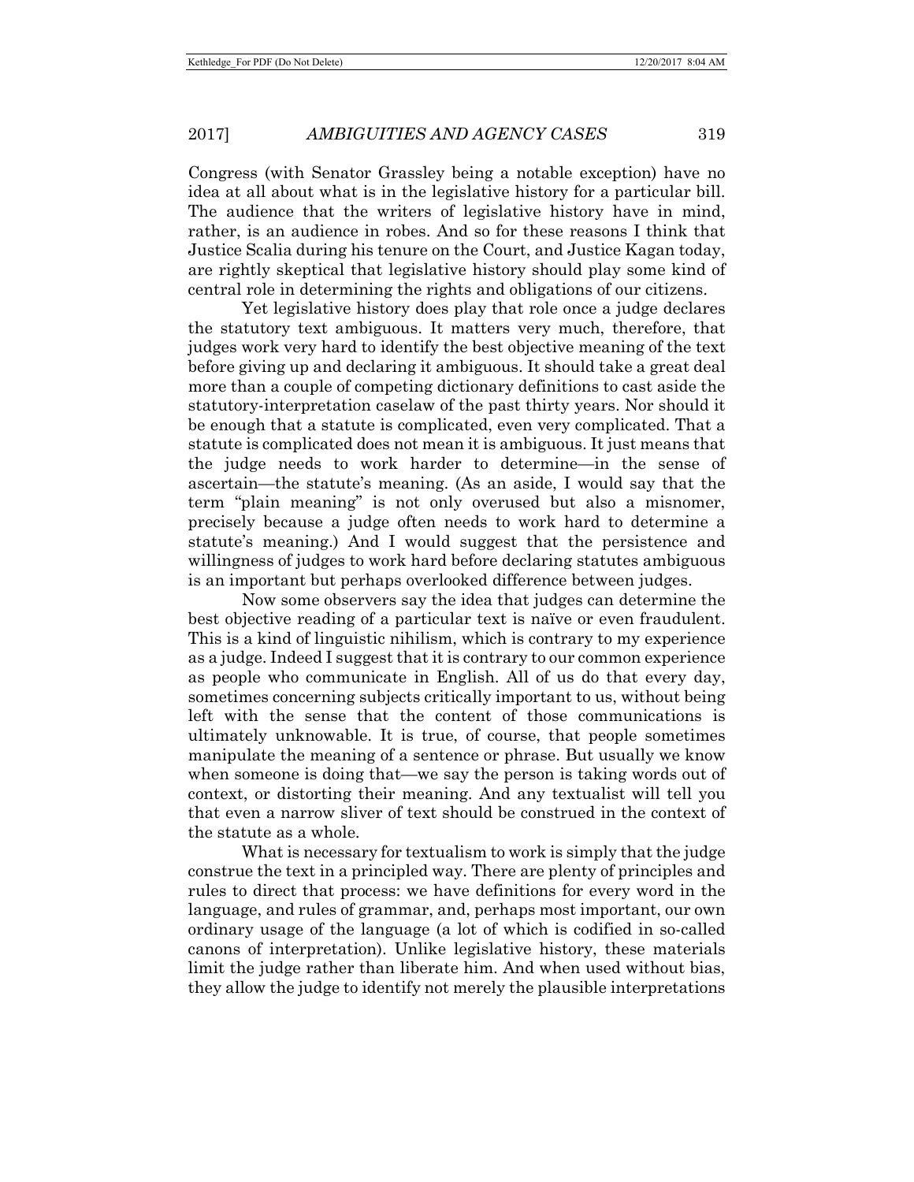Congress (with Senator Grassley being a notable exception) have no idea at all about what is in the legislative history for a particular bill. The audience that the writers of legislative history have in mind, rather, is an audience in robes. And so for these reasons I think that Justice Scalia during his tenure on the Court, and Justice Kagan today, are rightly skeptical that legislative history should play some kind of central role in determining the rights and obligations of our citizens.

Yet legislative history does play that role once a judge declares the statutory text ambiguous. It matters very much, therefore, that judges work very hard to identify the best objective meaning of the text before giving up and declaring it ambiguous. It should take a great deal more than a couple of competing dictionary definitions to cast aside the statutory-interpretation caselaw of the past thirty years. Nor should it be enough that a statute is complicated, even very complicated. That a statute is complicated does not mean it is ambiguous. It just means that the judge needs to work harder to determine—in the sense of ascertain—the statute's meaning. (As an aside, I would say that the term "plain meaning" is not only overused but also a misnomer, precisely because a judge often needs to work hard to determine a statute's meaning.) And I would suggest that the persistence and willingness of judges to work hard before declaring statutes ambiguous is an important but perhaps overlooked difference between judges.

Now some observers say the idea that judges can determine the best objective reading of a particular text is naïve or even fraudulent. This is a kind of linguistic nihilism, which is contrary to my experience as a judge. Indeed I suggest that it is contrary to our common experience as people who communicate in English. All of us do that every day, sometimes concerning subjects critically important to us, without being left with the sense that the content of those communications is ultimately unknowable. It is true, of course, that people sometimes manipulate the meaning of a sentence or phrase. But usually we know when someone is doing that—we say the person is taking words out of context, or distorting their meaning. And any textualist will tell you that even a narrow sliver of text should be construed in the context of the statute as a whole.

What is necessary for textualism to work is simply that the judge construe the text in a principled way. There are plenty of principles and rules to direct that process: we have definitions for every word in the language, and rules of grammar, and, perhaps most important, our own ordinary usage of the language (a lot of which is codified in so-called canons of interpretation). Unlike legislative history, these materials limit the judge rather than liberate him. And when used without bias, they allow the judge to identify not merely the plausible interpretations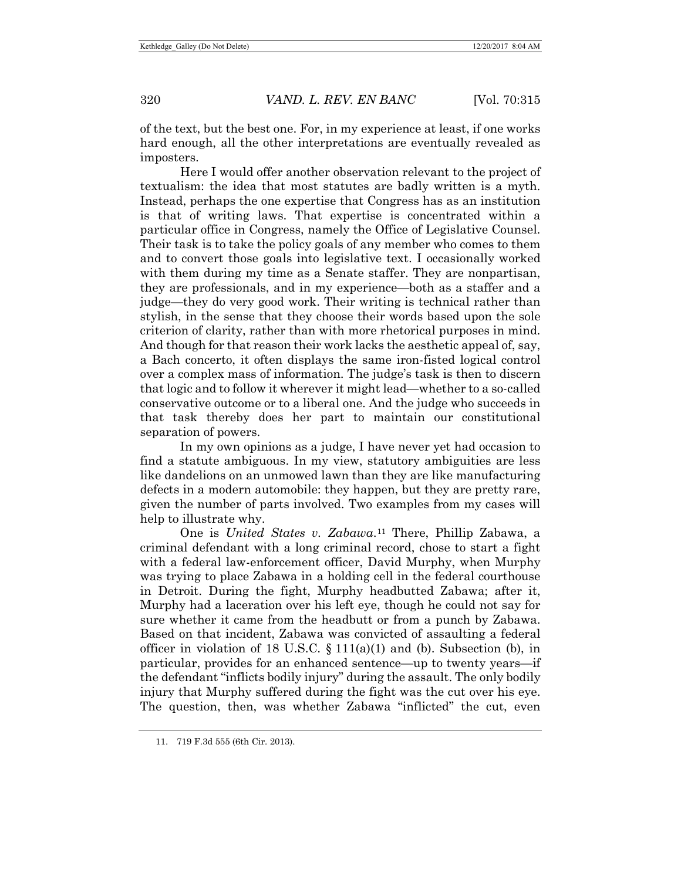of the text, but the best one. For, in my experience at least, if one works hard enough, all the other interpretations are eventually revealed as imposters.

Here I would offer another observation relevant to the project of textualism: the idea that most statutes are badly written is a myth. Instead, perhaps the one expertise that Congress has as an institution is that of writing laws. That expertise is concentrated within a particular office in Congress, namely the Office of Legislative Counsel. Their task is to take the policy goals of any member who comes to them and to convert those goals into legislative text. I occasionally worked with them during my time as a Senate staffer. They are nonpartisan, they are professionals, and in my experience—both as a staffer and a judge—they do very good work. Their writing is technical rather than stylish, in the sense that they choose their words based upon the sole criterion of clarity, rather than with more rhetorical purposes in mind. And though for that reason their work lacks the aesthetic appeal of, say, a Bach concerto, it often displays the same iron-fisted logical control over a complex mass of information. The judge's task is then to discern that logic and to follow it wherever it might lead—whether to a so-called conservative outcome or to a liberal one. And the judge who succeeds in that task thereby does her part to maintain our constitutional separation of powers.

In my own opinions as a judge, I have never yet had occasion to find a statute ambiguous. In my view, statutory ambiguities are less like dandelions on an unmowed lawn than they are like manufacturing defects in a modern automobile: they happen, but they are pretty rare, given the number of parts involved. Two examples from my cases will help to illustrate why.

One is *United States v. Zabawa*.[11] There, Phillip Zabawa, a criminal defendant with a long criminal record, chose to start a fight with a federal law-enforcement officer, David Murphy, when Murphy was trying to place Zabawa in a holding cell in the federal courthouse in Detroit. During the fight, Murphy headbutted Zabawa; after it, Murphy had a laceration over his left eye, though he could not say for sure whether it came from the headbutt or from a punch by Zabawa. Based on that incident, Zabawa was convicted of assaulting a federal officer in violation of 18 U.S.C. § 111(a)(1) and (b). Subsection (b), in particular, provides for an enhanced sentence—up to twenty years—if the defendant "inflicts bodily injury" during the assault. The only bodily injury that Murphy suffered during the fight was the cut over his eye. The question, then, was whether Zabawa "inflicted" the cut, even

11. 719 F.3d 555 (6th Cir. 2013).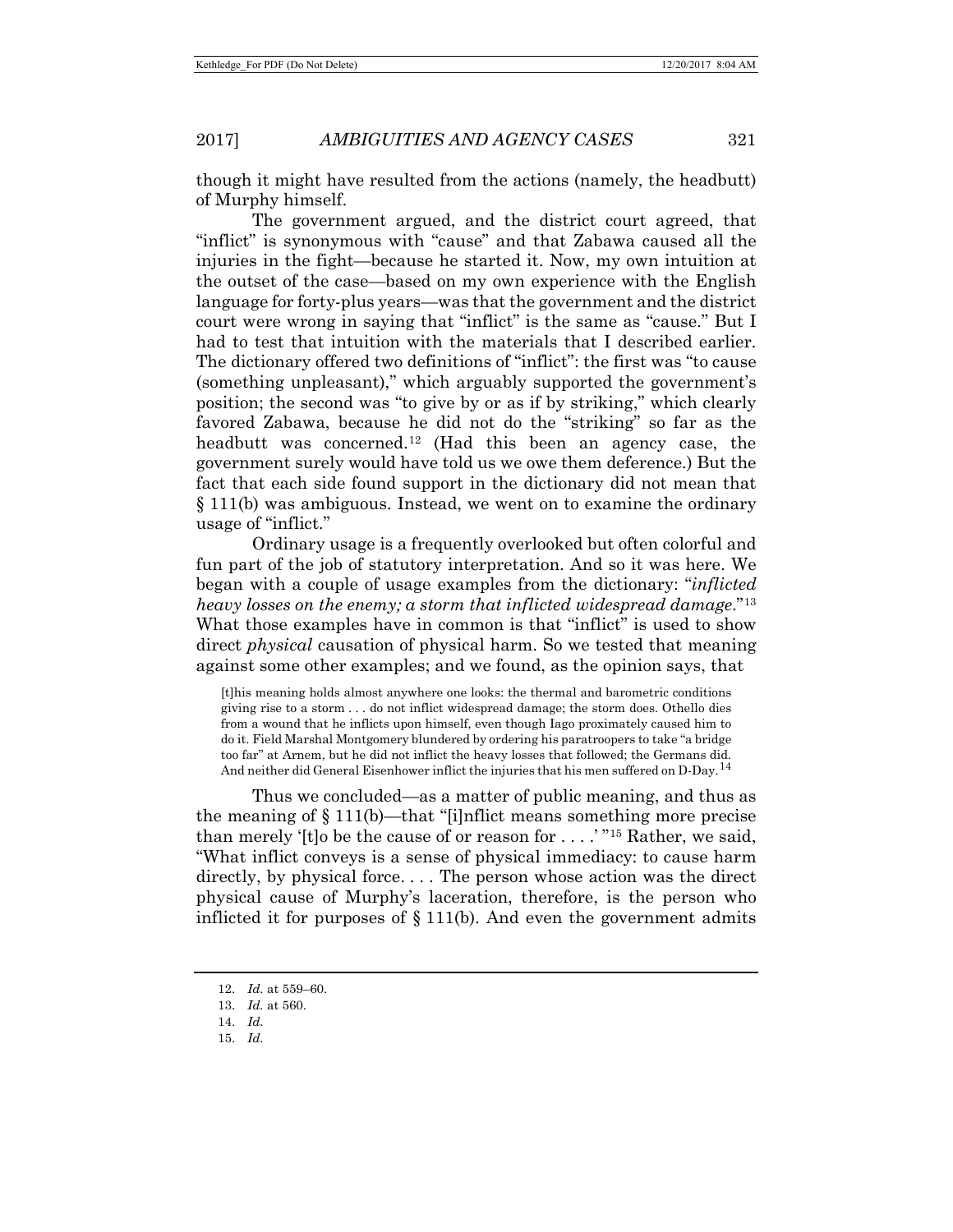though it might have resulted from the actions (namely, the headbutt) of Murphy himself.

The government argued, and the district court agreed, that "inflict" is synonymous with "cause" and that Zabawa caused all the injuries in the fight—because he started it. Now, my own intuition at the outset of the case—based on my own experience with the English language for forty-plus years—was that the government and the district court were wrong in saying that "inflict" is the same as "cause." But I had to test that intuition with the materials that I described earlier. The dictionary offered two definitions of "inflict": the first was "to cause (something unpleasant)," which arguably supported the government's position; the second was "to give by or as if by striking," which clearly favored Zabawa, because he did not do the "striking" so far as the headbutt was concerned.[12] (Had this been an agency case, the government surely would have told us we owe them deference.) But the fact that each side found support in the dictionary did not mean that § 111(b) was ambiguous. Instead, we went on to examine the ordinary usage of "inflict."

Ordinary usage is a frequently overlooked but often colorful and fun part of the job of statutory interpretation. And so it was here. We began with a couple of usage examples from the dictionary: "*inflicted heavy losses on the enemy; a storm that inflicted widespread damage*."[13] What those examples have in common is that "inflict" is used to show direct *physical* causation of physical harm. So we tested that meaning against some other examples; and we found, as the opinion says, that

> [t]his meaning holds almost anywhere one looks: the thermal and barometric conditions giving rise to a storm . . . do not inflict widespread damage; the storm does. Othello dies from a wound that he inflicts upon himself, even though Iago proximately caused him to do it. Field Marshal Montgomery blundered by ordering his paratroopers to take "a bridge too far" at Arnem, but he did not inflict the heavy losses that followed; the Germans did. And neither did General Eisenhower inflict the injuries that his men suffered on D-Day.[14]

Thus we concluded—as a matter of public meaning, and thus as the meaning of § 111(b)—that "[i]nflict means something more precise than merely '[t]o be the cause of or reason for . . . .' "[15] Rather, we said, "What inflict conveys is a sense of physical immediacy: to cause harm directly, by physical force. . . . The person whose action was the direct physical cause of Murphy's laceration, therefore, is the person who inflicted it for purposes of § 111(b). And even the government admits

---

12. *Id.* at 559–60.

13. *Id.* at 560.

14. *Id.*

15. *Id.*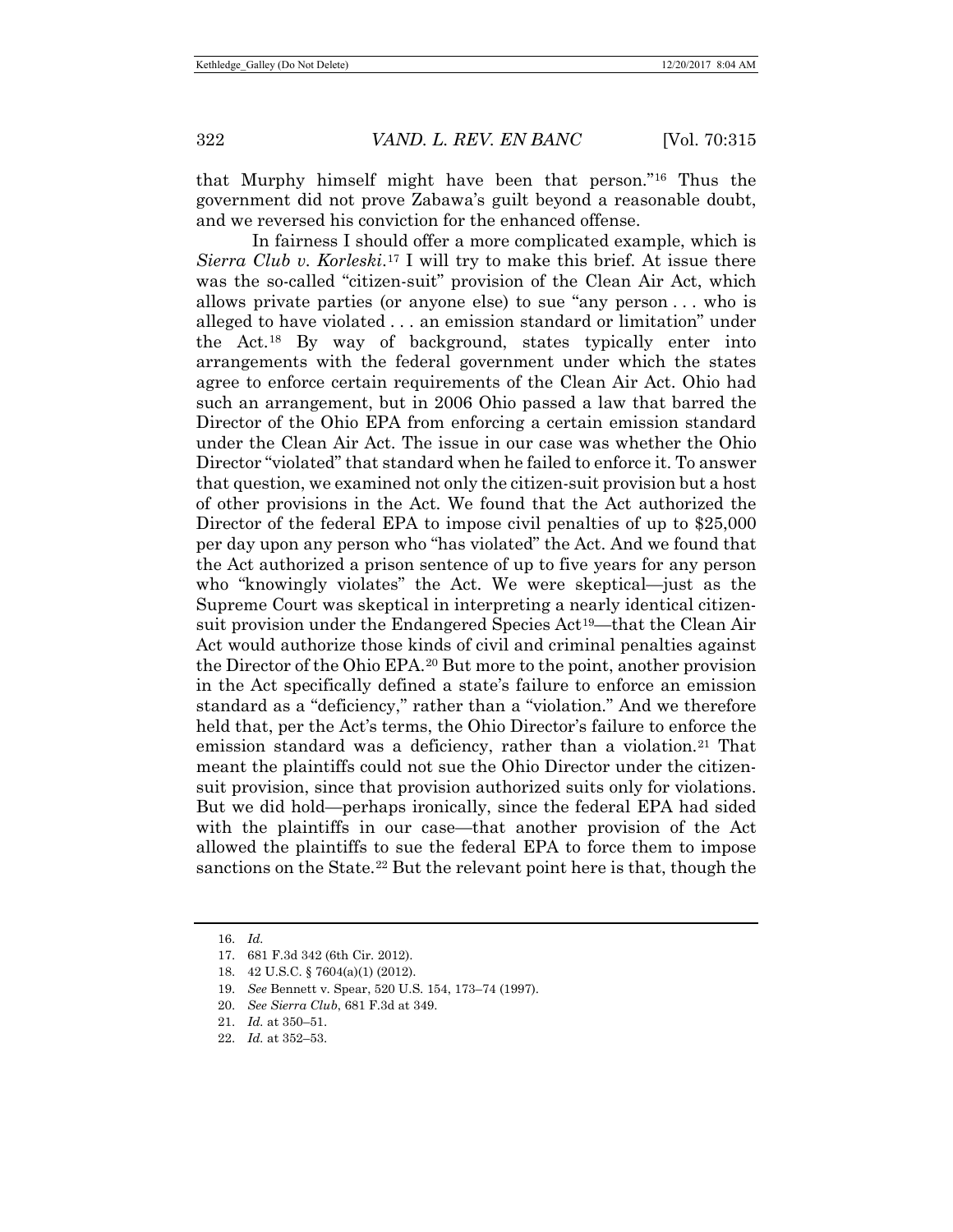that Murphy himself might have been that person."[16] Thus the government did not prove Zabawa's guilt beyond a reasonable doubt, and we reversed his conviction for the enhanced offense.

In fairness I should offer a more complicated example, which is *Sierra Club v. Korleski*.[17] I will try to make this brief. At issue there was the so-called "citizen-suit" provision of the Clean Air Act, which allows private parties (or anyone else) to sue "any person . . . who is alleged to have violated . . . an emission standard or limitation" under the Act.[18] By way of background, states typically enter into arrangements with the federal government under which the states agree to enforce certain requirements of the Clean Air Act. Ohio had such an arrangement, but in 2006 Ohio passed a law that barred the Director of the Ohio EPA from enforcing a certain emission standard under the Clean Air Act. The issue in our case was whether the Ohio Director "violated" that standard when he failed to enforce it. To answer that question, we examined not only the citizen-suit provision but a host of other provisions in the Act. We found that the Act authorized the Director of the federal EPA to impose civil penalties of up to $25,000 per day upon any person who "has violated" the Act. And we found that the Act authorized a prison sentence of up to five years for any person who "knowingly violates" the Act. We were skeptical—just as the Supreme Court was skeptical in interpreting a nearly identical citizen-suit provision under the Endangered Species Act[19]—that the Clean Air Act would authorize those kinds of civil and criminal penalties against the Director of the Ohio EPA.[20] But more to the point, another provision in the Act specifically defined a state's failure to enforce an emission standard as a "deficiency," rather than a "violation." And we therefore held that, per the Act's terms, the Ohio Director's failure to enforce the emission standard was a deficiency, rather than a violation.[21] That meant the plaintiffs could not sue the Ohio Director under the citizen-suit provision, since that provision authorized suits only for violations. But we did hold—perhaps ironically, since the federal EPA had sided with the plaintiffs in our case—that another provision of the Act allowed the plaintiffs to sue the federal EPA to force them to impose sanctions on the State.[22] But the relevant point here is that, though the

---

16. *Id.*
17. 681 F.3d 342 (6th Cir. 2012).
18. 42 U.S.C. § 7604(a)(1) (2012).
19. *See* Bennett v. Spear, 520 U.S. 154, 173–74 (1997).
20. *See Sierra Club*, 681 F.3d at 349.
21. *Id.* at 350–51.
22. *Id.* at 352–53.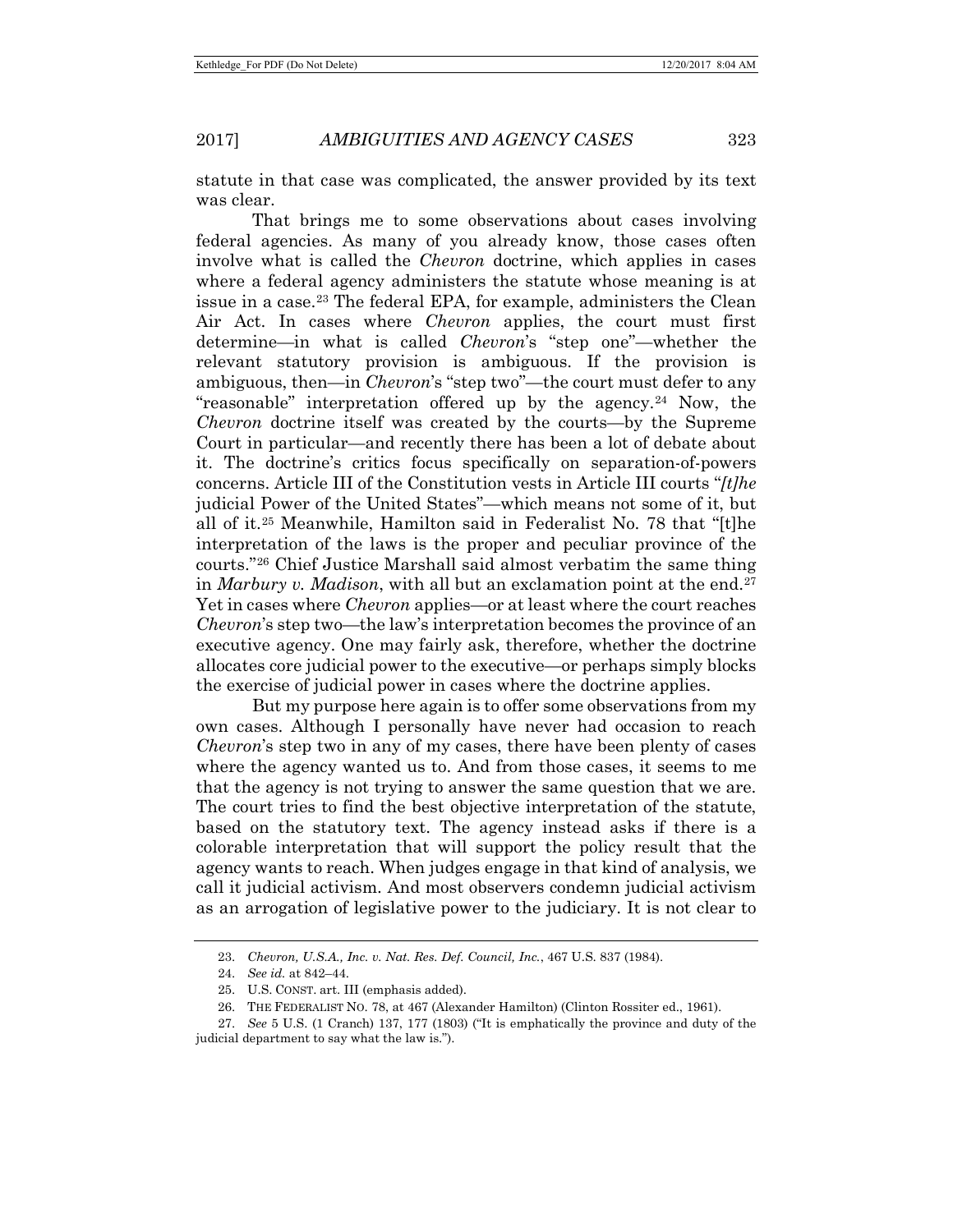statute in that case was complicated, the answer provided by its text was clear.

That brings me to some observations about cases involving federal agencies. As many of you already know, those cases often involve what is called the *Chevron* doctrine, which applies in cases where a federal agency administers the statute whose meaning is at issue in a case.[23] The federal EPA, for example, administers the Clean Air Act. In cases where *Chevron* applies, the court must first determine—in what is called *Chevron*'s "step one"—whether the relevant statutory provision is ambiguous. If the provision is ambiguous, then—in *Chevron*'s "step two"—the court must defer to any "reasonable" interpretation offered up by the agency.[24] Now, the *Chevron* doctrine itself was created by the courts—by the Supreme Court in particular—and recently there has been a lot of debate about it. The doctrine's critics focus specifically on separation-of-powers concerns. Article III of the Constitution vests in Article III courts "*[t]he* judicial Power of the United States"—which means not some of it, but all of it.[25] Meanwhile, Hamilton said in Federalist No. 78 that "[t]he interpretation of the laws is the proper and peculiar province of the courts."[26] Chief Justice Marshall said almost verbatim the same thing in *Marbury v. Madison*, with all but an exclamation point at the end.[27] Yet in cases where *Chevron* applies—or at least where the court reaches *Chevron*'s step two—the law's interpretation becomes the province of an executive agency. One may fairly ask, therefore, whether the doctrine allocates core judicial power to the executive—or perhaps simply blocks the exercise of judicial power in cases where the doctrine applies.

But my purpose here again is to offer some observations from my own cases. Although I personally have never had occasion to reach *Chevron*'s step two in any of my cases, there have been plenty of cases where the agency wanted us to. And from those cases, it seems to me that the agency is not trying to answer the same question that we are. The court tries to find the best objective interpretation of the statute, based on the statutory text. The agency instead asks if there is a colorable interpretation that will support the policy result that the agency wants to reach. When judges engage in that kind of analysis, we call it judicial activism. And most observers condemn judicial activism as an arrogation of legislative power to the judiciary. It is not clear to

---

23. *Chevron, U.S.A., Inc. v. Nat. Res. Def. Council, Inc.*, 467 U.S. 837 (1984).

24. *See id.* at 842–44.

25. U.S. CONST. art. III (emphasis added).

26. THE FEDERALIST NO. 78, at 467 (Alexander Hamilton) (Clinton Rossiter ed., 1961).

27. *See* 5 U.S. (1 Cranch) 137, 177 (1803) ("It is emphatically the province and duty of the judicial department to say what the law is.").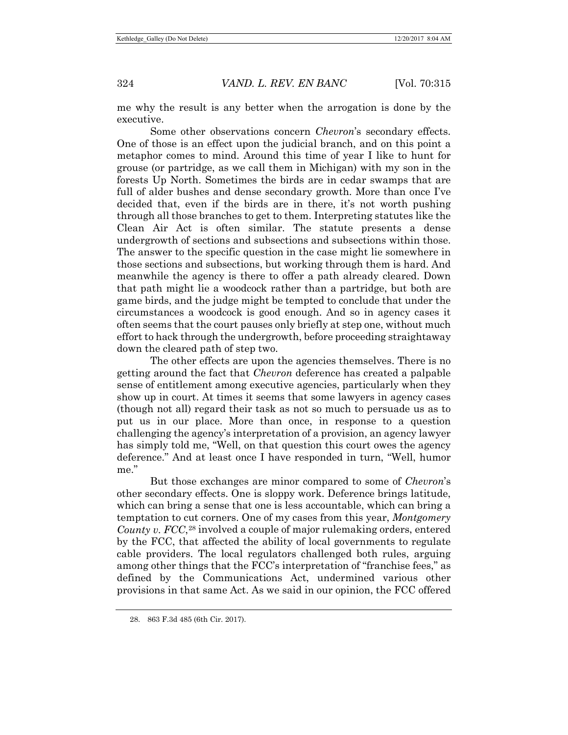me why the result is any better when the arrogation is done by the executive.

Some other observations concern *Chevron*'s secondary effects. One of those is an effect upon the judicial branch, and on this point a metaphor comes to mind. Around this time of year I like to hunt for grouse (or partridge, as we call them in Michigan) with my son in the forests Up North. Sometimes the birds are in cedar swamps that are full of alder bushes and dense secondary growth. More than once I've decided that, even if the birds are in there, it's not worth pushing through all those branches to get to them. Interpreting statutes like the Clean Air Act is often similar. The statute presents a dense undergrowth of sections and subsections and subsections within those. The answer to the specific question in the case might lie somewhere in those sections and subsections, but working through them is hard. And meanwhile the agency is there to offer a path already cleared. Down that path might lie a woodcock rather than a partridge, but both are game birds, and the judge might be tempted to conclude that under the circumstances a woodcock is good enough. And so in agency cases it often seems that the court pauses only briefly at step one, without much effort to hack through the undergrowth, before proceeding straightaway down the cleared path of step two.

The other effects are upon the agencies themselves. There is no getting around the fact that *Chevron* deference has created a palpable sense of entitlement among executive agencies, particularly when they show up in court. At times it seems that some lawyers in agency cases (though not all) regard their task as not so much to persuade us as to put us in our place. More than once, in response to a question challenging the agency's interpretation of a provision, an agency lawyer has simply told me, "Well, on that question this court owes the agency deference." And at least once I have responded in turn, "Well, humor me."

But those exchanges are minor compared to some of *Chevron*'s other secondary effects. One is sloppy work. Deference brings latitude, which can bring a sense that one is less accountable, which can bring a temptation to cut corners. One of my cases from this year, *Montgomery County v. FCC*,[28] involved a couple of major rulemaking orders, entered by the FCC, that affected the ability of local governments to regulate cable providers. The local regulators challenged both rules, arguing among other things that the FCC's interpretation of "franchise fees," as defined by the Communications Act, undermined various other provisions in that same Act. As we said in our opinion, the FCC offered

28. 863 F.3d 485 (6th Cir. 2017).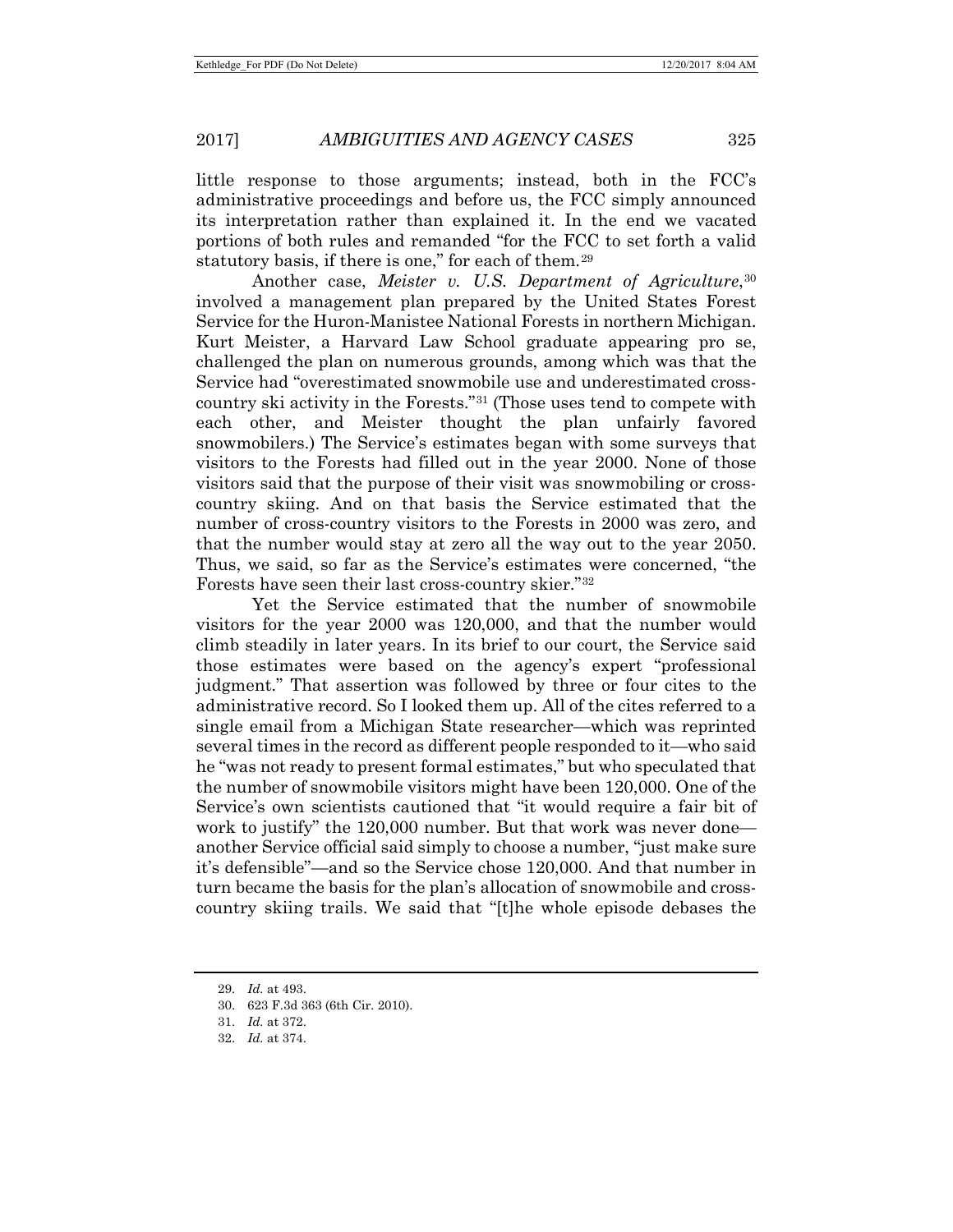little response to those arguments; instead, both in the FCC's administrative proceedings and before us, the FCC simply announced its interpretation rather than explained it. In the end we vacated portions of both rules and remanded "for the FCC to set forth a valid statutory basis, if there is one," for each of them.[29]

Another case, *Meister v. U.S. Department of Agriculture*,[30] involved a management plan prepared by the United States Forest Service for the Huron-Manistee National Forests in northern Michigan. Kurt Meister, a Harvard Law School graduate appearing pro se, challenged the plan on numerous grounds, among which was that the Service had "overestimated snowmobile use and underestimated cross-country ski activity in the Forests."[31] (Those uses tend to compete with each other, and Meister thought the plan unfairly favored snowmobilers.) The Service's estimates began with some surveys that visitors to the Forests had filled out in the year 2000. None of those visitors said that the purpose of their visit was snowmobiling or cross-country skiing. And on that basis the Service estimated that the number of cross-country visitors to the Forests in 2000 was zero, and that the number would stay at zero all the way out to the year 2050. Thus, we said, so far as the Service's estimates were concerned, "the Forests have seen their last cross-country skier."[32]

Yet the Service estimated that the number of snowmobile visitors for the year 2000 was 120,000, and that the number would climb steadily in later years. In its brief to our court, the Service said those estimates were based on the agency's expert "professional judgment." That assertion was followed by three or four cites to the administrative record. So I looked them up. All of the cites referred to a single email from a Michigan State researcher—which was reprinted several times in the record as different people responded to it—who said he "was not ready to present formal estimates," but who speculated that the number of snowmobile visitors might have been 120,000. One of the Service's own scientists cautioned that "it would require a fair bit of work to justify" the 120,000 number. But that work was never done—another Service official said simply to choose a number, "just make sure it's defensible"—and so the Service chose 120,000. And that number in turn became the basis for the plan's allocation of snowmobile and cross-country skiing trails. We said that "[t]he whole episode debases the

---

29. *Id.* at 493.

30. 623 F.3d 363 (6th Cir. 2010).

31. *Id.* at 372.

32. *Id.* at 374.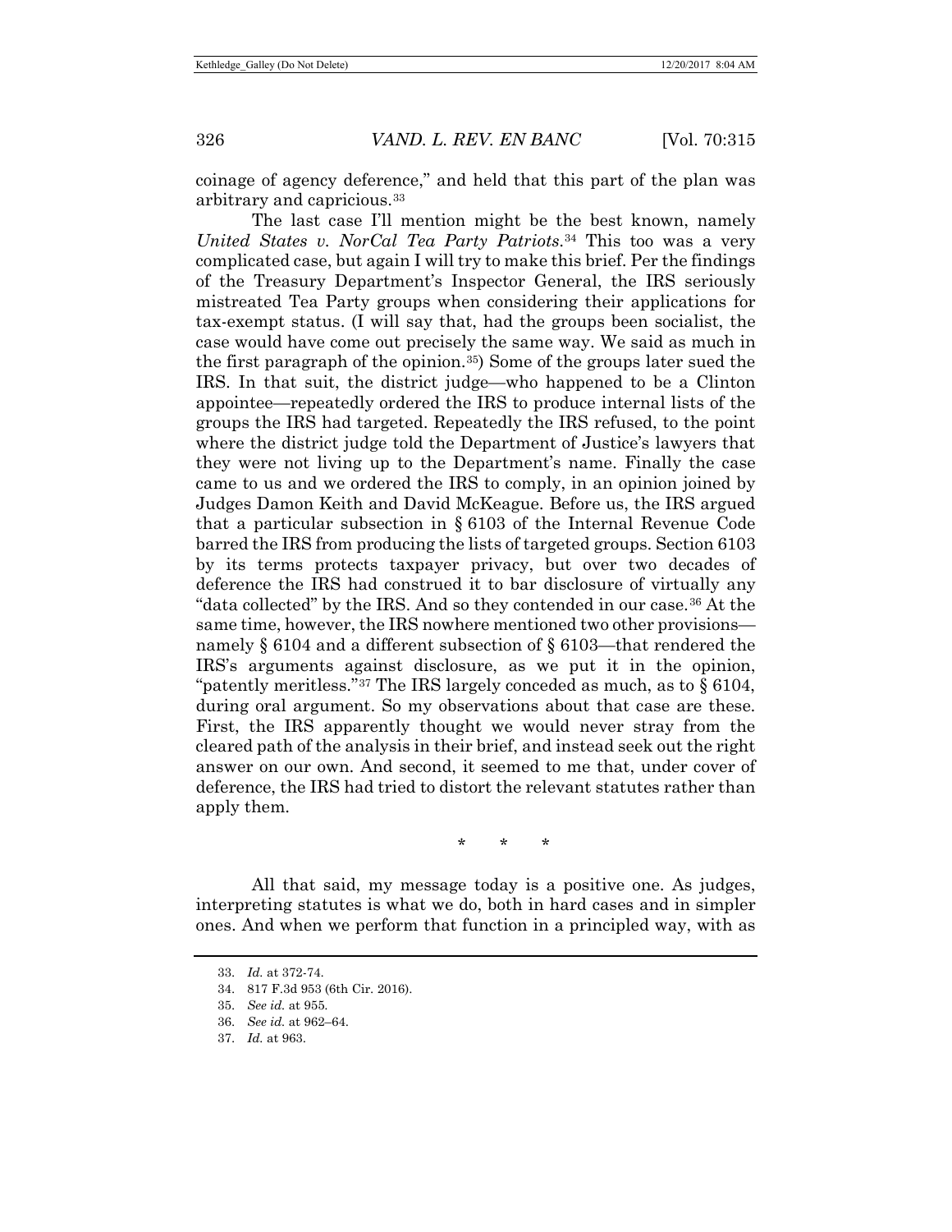coinage of agency deference," and held that this part of the plan was arbitrary and capricious.[33]

The last case I'll mention might be the best known, namely *United States v. NorCal Tea Party Patriots*.[34] This too was a very complicated case, but again I will try to make this brief. Per the findings of the Treasury Department's Inspector General, the IRS seriously mistreated Tea Party groups when considering their applications for tax-exempt status. (I will say that, had the groups been socialist, the case would have come out precisely the same way. We said as much in the first paragraph of the opinion.[35]) Some of the groups later sued the IRS. In that suit, the district judge—who happened to be a Clinton appointee—repeatedly ordered the IRS to produce internal lists of the groups the IRS had targeted. Repeatedly the IRS refused, to the point where the district judge told the Department of Justice's lawyers that they were not living up to the Department's name. Finally the case came to us and we ordered the IRS to comply, in an opinion joined by Judges Damon Keith and David McKeague. Before us, the IRS argued that a particular subsection in § 6103 of the Internal Revenue Code barred the IRS from producing the lists of targeted groups. Section 6103 by its terms protects taxpayer privacy, but over two decades of deference the IRS had construed it to bar disclosure of virtually any "data collected" by the IRS. And so they contended in our case.[36] At the same time, however, the IRS nowhere mentioned two other provisions—namely § 6104 and a different subsection of § 6103—that rendered the IRS's arguments against disclosure, as we put it in the opinion, "patently meritless."[37] The IRS largely conceded as much, as to § 6104, during oral argument. So my observations about that case are these. First, the IRS apparently thought we would never stray from the cleared path of the analysis in their brief, and instead seek out the right answer on our own. And second, it seemed to me that, under cover of deference, the IRS had tried to distort the relevant statutes rather than apply them.

\* \* \*

All that said, my message today is a positive one. As judges, interpreting statutes is what we do, both in hard cases and in simpler ones. And when we perform that function in a principled way, with as

---

33. *Id.* at 372-74.
34. 817 F.3d 953 (6th Cir. 2016).
35. *See id.* at 955.
36. *See id.* at 962–64.
37. *Id.* at 963.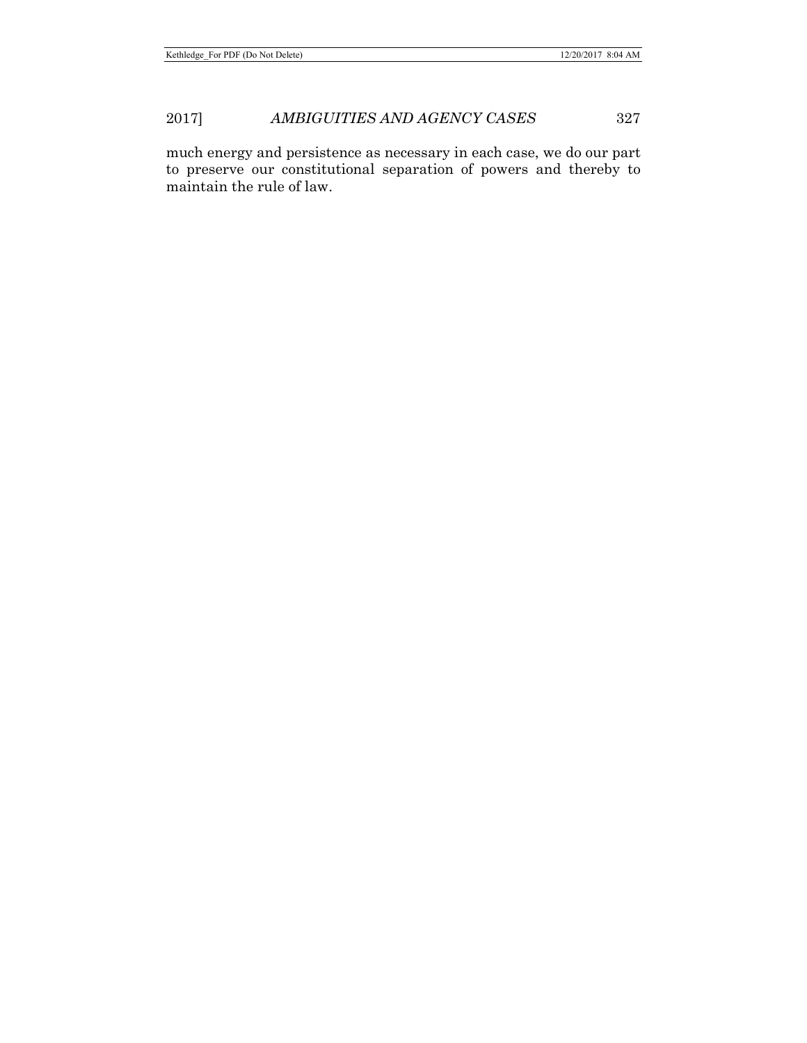much energy and persistence as necessary in each case, we do our part to preserve our constitutional separation of powers and thereby to maintain the rule of law.